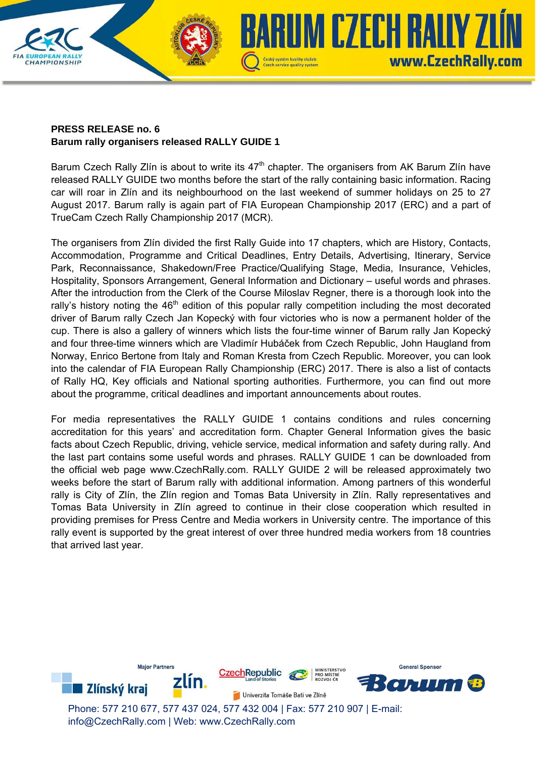**PRESS RELEASE no. 6**
**Barum rally organisers released RALLY GUIDE 1**

Barum Czech Rally Zlín is about to write its 47th chapter. The organisers from AK Barum Zlín have released RALLY GUIDE two months before the start of the rally containing basic information. Racing car will roar in Zlín and its neighbourhood on the last weekend of summer holidays on 25 to 27 August 2017. Barum rally is again part of FIA European Championship 2017 (ERC) and a part of TrueCam Czech Rally Championship 2017 (MCR).

The organisers from Zlín divided the first Rally Guide into 17 chapters, which are History, Contacts, Accommodation, Programme and Critical Deadlines, Entry Details, Advertising, Itinerary, Service Park, Reconnaissance, Shakedown/Free Practice/Qualifying Stage, Media, Insurance, Vehicles, Hospitality, Sponsors Arrangement, General Information and Dictionary – useful words and phrases. After the introduction from the Clerk of the Course Miloslav Regner, there is a thorough look into the rally's history noting the 46th edition of this popular rally competition including the most decorated driver of Barum rally Czech Jan Kopecký with four victories who is now a permanent holder of the cup. There is also a gallery of winners which lists the four-time winner of Barum rally Jan Kopecký and four three-time winners which are Vladimír Hubáček from Czech Republic, John Haugland from Norway, Enrico Bertone from Italy and Roman Kresta from Czech Republic. Moreover, you can look into the calendar of FIA European Rally Championship (ERC) 2017. There is also a list of contacts of Rally HQ, Key officials and National sporting authorities. Furthermore, you can find out more about the programme, critical deadlines and important announcements about routes.

For media representatives the RALLY GUIDE 1 contains conditions and rules concerning accreditation for this years' and accreditation form. Chapter General Information gives the basic facts about Czech Republic, driving, vehicle service, medical information and safety during rally. And the last part contains some useful words and phrases. RALLY GUIDE 1 can be downloaded from the official web page www.CzechRally.com. RALLY GUIDE 2 will be released approximately two weeks before the start of Barum rally with additional information. Among partners of this wonderful rally is City of Zlín, the Zlín region and Tomas Bata University in Zlín. Rally representatives and Tomas Bata University in Zlín agreed to continue in their close cooperation which resulted in providing premises for Press Centre and Media workers in University centre. The importance of this rally event is supported by the great interest of over three hundred media workers from 18 countries that arrived last year.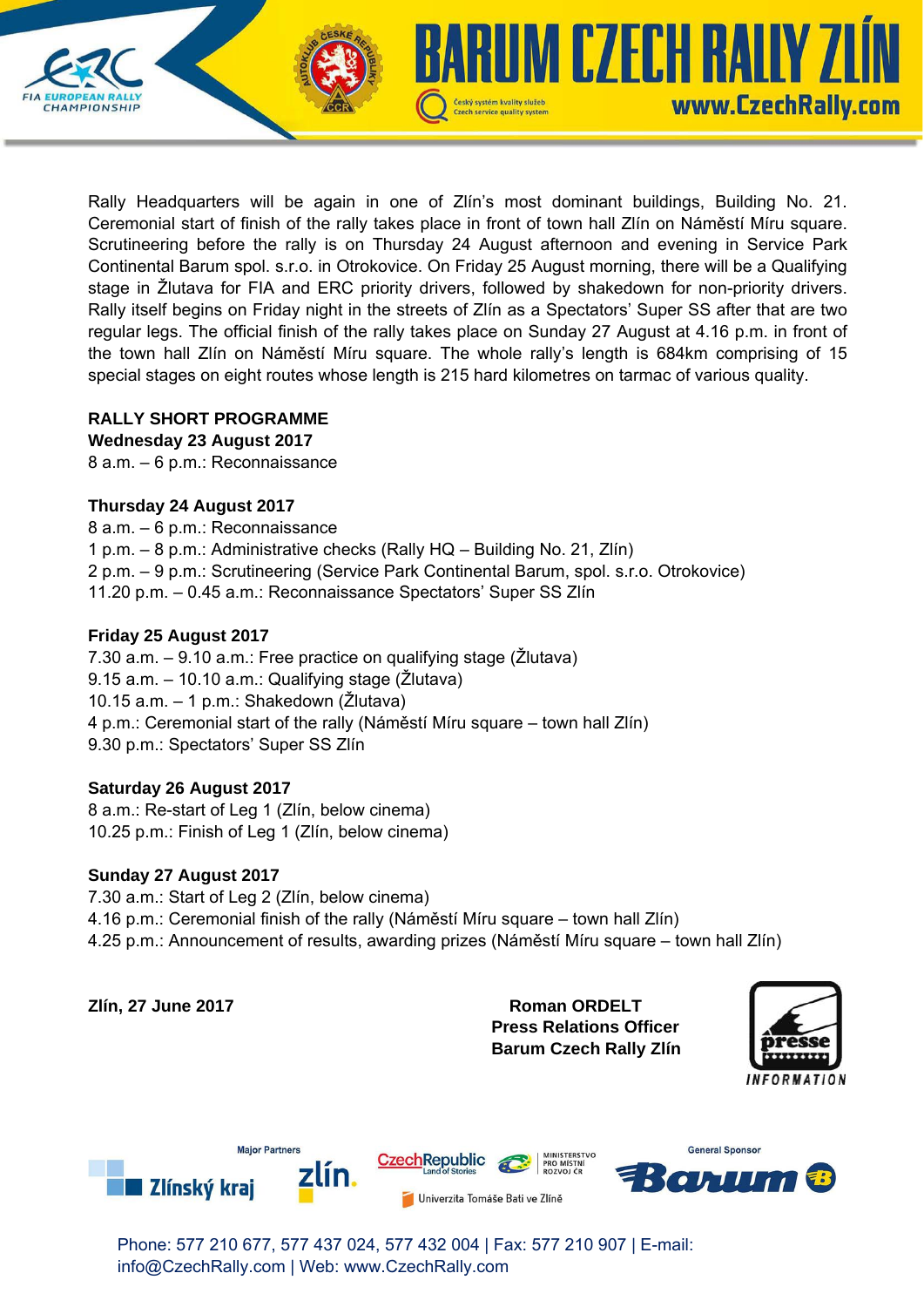Rally Headquarters will be again in one of Zlín's most dominant buildings, Building No. 21. Ceremonial start of finish of the rally takes place in front of town hall Zlín on Náměstí Míru square. Scrutineering before the rally is on Thursday 24 August afternoon and evening in Service Park Continental Barum spol. s.r.o. in Otrokovice. On Friday 25 August morning, there will be a Qualifying stage in Žlutava for FIA and ERC priority drivers, followed by shakedown for non-priority drivers. Rally itself begins on Friday night in the streets of Zlín as a Spectators' Super SS after that are two regular legs. The official finish of the rally takes place on Sunday 27 August at 4.16 p.m. in front of the town hall Zlín on Náměstí Míru square. The whole rally's length is 684km comprising of 15 special stages on eight routes whose length is 215 hard kilometres on tarmac of various quality.

**RALLY SHORT PROGRAMME**

**Wednesday 23 August 2017**

8 a.m. – 6 p.m.: Reconnaissance

**Thursday 24 August 2017**

8 a.m. – 6 p.m.: Reconnaissance
1 p.m. – 8 p.m.: Administrative checks (Rally HQ – Building No. 21, Zlín)
2 p.m. – 9 p.m.: Scrutineering (Service Park Continental Barum, spol. s.r.o. Otrokovice)
11.20 p.m. – 0.45 a.m.: Reconnaissance Spectators' Super SS Zlín

**Friday 25 August 2017**

7.30 a.m. – 9.10 a.m.: Free practice on qualifying stage (Žlutava)
9.15 a.m. – 10.10 a.m.: Qualifying stage (Žlutava)
10.15 a.m. – 1 p.m.: Shakedown (Žlutava)
4 p.m.: Ceremonial start of the rally (Náměstí Míru square – town hall Zlín)
9.30 p.m.: Spectators' Super SS Zlín

**Saturday 26 August 2017**

8 a.m.: Re-start of Leg 1 (Zlín, below cinema)
10.25 p.m.: Finish of Leg 1 (Zlín, below cinema)

**Sunday 27 August 2017**

7.30 a.m.: Start of Leg 2 (Zlín, below cinema)
4.16 p.m.: Ceremonial finish of the rally (Náměstí Míru square – town hall Zlín)
4.25 p.m.: Announcement of results, awarding prizes (Náměstí Míru square – town hall Zlín)

**Zlín, 27 June 2017**

**Roman ORDELT**
**Press Relations Officer**
**Barum Czech Rally Zlín**

Major Partners

General Sponsor

Phone: 577 210 677, 577 437 024, 577 432 004 | Fax: 577 210 907 | E-mail: info@CzechRally.com | Web: www.CzechRally.com